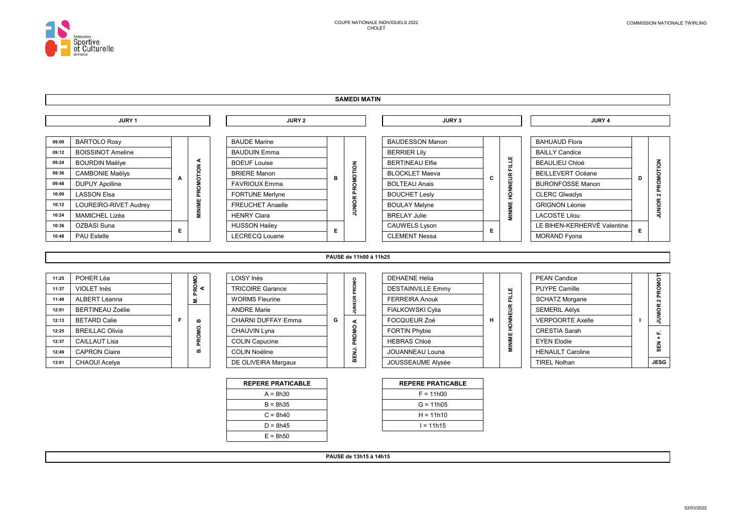COUPE NATIONALE INDIVIDUELS 2022
CHOLET

COMMISSION NATIONALE TWIRLING

## SAMEDI MATIN

### JURY 1

| Heure | Nom | Repère | Catégorie |
|---|---|---|---|
| 09:00 | BARTOLO Rosy | A | MINIME PROMOTION A |
| 09:12 | BOISSINOT Ameline | A | MINIME PROMOTION A |
| 09:24 | BOURDIN Maëlye | A | MINIME PROMOTION A |
| 09:36 | CAMBONIE Maëlys | A | MINIME PROMOTION A |
| 09:48 | DUPUY Apolline | A | MINIME PROMOTION A |
| 10:00 | LASSON Elsa | A | MINIME PROMOTION A |
| 10:12 | LOUREIRO-RIVET Audrey | A | MINIME PROMOTION A |
| 10:24 | MAMICHEL Lizéa | A | MINIME PROMOTION A |
| 10:36 | OZBASI Suna | E | MINIME PROMOTION A |
| 10:48 | PAU Estelle | E | MINIME PROMOTION A |

### JURY 2

| Nom | Repère | Catégorie |
|---|---|---|
| BAUDE Marine | B | JUNIOR PROMOTION |
| BAUDUIN Emma | B | JUNIOR PROMOTION |
| BOEUF Louise | B | JUNIOR PROMOTION |
| BRIERE Manon | B | JUNIOR PROMOTION |
| FAVRIOUX Emma | B | JUNIOR PROMOTION |
| FORTUNE Merlyne | B | JUNIOR PROMOTION |
| FREUCHET Anaelle | B | JUNIOR PROMOTION |
| HENRY Clara | B | JUNIOR PROMOTION |
| HUSSON Hailey | E | JUNIOR PROMOTION |
| LECRECQ Louane | E | JUNIOR PROMOTION |

### JURY 3

| Nom | Repère | Catégorie |
|---|---|---|
| BAUDESSON Manon | C | MINIME HONNEUR FILLE |
| BERRIER Lily | C | MINIME HONNEUR FILLE |
| BERTINEAU Elfie | C | MINIME HONNEUR FILLE |
| BLOCKLET Maeva | C | MINIME HONNEUR FILLE |
| BOLTEAU Anais | C | MINIME HONNEUR FILLE |
| BOUCHET Lesly | C | MINIME HONNEUR FILLE |
| BOULAY Melyne | C | MINIME HONNEUR FILLE |
| BRELAY Julie | C | MINIME HONNEUR FILLE |
| CAUWELS Lyson | E | MINIME HONNEUR FILLE |
| CLEMENT Nessa | E | MINIME HONNEUR FILLE |

### JURY 4

| Nom | Repère | Catégorie |
|---|---|---|
| BAHUAUD Flora | D | JUNIOR 2 PROMOTION |
| BAILLY Candice | D | JUNIOR 2 PROMOTION |
| BEAULIEU Chloé | D | JUNIOR 2 PROMOTION |
| BEILLEVERT Océane | D | JUNIOR 2 PROMOTION |
| BURONFOSSE Manon | D | JUNIOR 2 PROMOTION |
| CLERC Glwadys | D | JUNIOR 2 PROMOTION |
| GRIGNON Léonie | D | JUNIOR 2 PROMOTION |
| LACOSTE Lilou | D | JUNIOR 2 PROMOTION |
| LE BIHEN-KERHERVÉ Valentine | E | JUNIOR 2 PROMOTION |
| MORAND Fyona | E | JUNIOR 2 PROMOTION |

**PAUSE de 11h00 à 11h25**

### JURY 1

| Heure | Nom | Repère | Catégorie |
|---|---|---|---|
| 11:25 | POHER Léa | F | M. PROMO. A |
| 11:37 | VIOLET Inès | F | M. PROMO. A |
| 11:49 | ALBERT Léanna | F | B. PROMO. B |
| 12:01 | BERTINEAU Zoélie | F | B. PROMO. B |
| 12:13 | BETARD Calie | F | B. PROMO. B |
| 12:25 | BREILLAC Olivia | F | B. PROMO. B |
| 12:37 | CAILLAUT Lisa | F | B. PROMO. B |
| 12:49 | CAPRON Claire | F | B. PROMO. B |
| 13:01 | CHAOUI Acelya | F | B. PROMO. B |

### JURY 2

| Nom | Repère | Catégorie |
|---|---|---|
| LOISY Inès | G | JUNIOR PROMO |
| TRICOIRE Garance | G | JUNIOR PROMO |
| WORMS Fleurine | G | JUNIOR PROMO |
| ANDRE Marie | G | BENJ. PROMO A |
| CHARNI DUFFAY Emma | G | BENJ. PROMO A |
| CHAUVIN Lyna | G | BENJ. PROMO A |
| COLIN Capucine | G | BENJ. PROMO A |
| COLIN Noéline | G | BENJ. PROMO A |
| DE OLIVEIRA Margaux | G | BENJ. PROMO A |

### JURY 3

| Nom | Repère | Catégorie |
|---|---|---|
| DEHAENE Hélia | H | MINIME HONNEUR FILLE |
| DESTAINVILLE Emmy | H | MINIME HONNEUR FILLE |
| FERREIRA Anouk | H | MINIME HONNEUR FILLE |
| FIALKOWSKI Cylia | H | MINIME HONNEUR FILLE |
| FOCQUEUR Zoé | H | MINIME HONNEUR FILLE |
| FORTIN Phybie | H | MINIME HONNEUR FILLE |
| HEBRAS Chloé | H | MINIME HONNEUR FILLE |
| JOUANNEAU Louna | H | MINIME HONNEUR FILLE |
| JOUSSEAUME Alysée | H | MINIME HONNEUR FILLE |

### JURY 4

| Nom | Repère | Catégorie |
|---|---|---|
| PEAN Candice | I | JUNIOR 2 PROMOTI |
| PUYPE Camille | I | JUNIOR 2 PROMOTI |
| SCHATZ Morgane | I | JUNIOR 2 PROMOTI |
| SEMERIL Aélys | I | JUNIOR 2 PROMOTI |
| VERPOORTE Axelle | I | JUNIOR 2 PROMOTI |
| CRESTIA Sarah | I | SEN + F. |
| EYEN Elodie | I | SEN + F. |
| HENAULT Caroline | I | SEN + F. |
| TIREL Nolhan | I | JESG |

| REPERE PRATICABLE |
|---|
| A = 8h30 |
| B = 8h35 |
| C = 8h40 |
| D = 8h45 |
| E = 8h50 |

| REPERE PRATICABLE |
|---|
| F = 11h00 |
| G = 11h05 |
| H = 11h10 |
| I = 11h15 |

**PAUSE de 13h15 à 14h15**

02/03/2022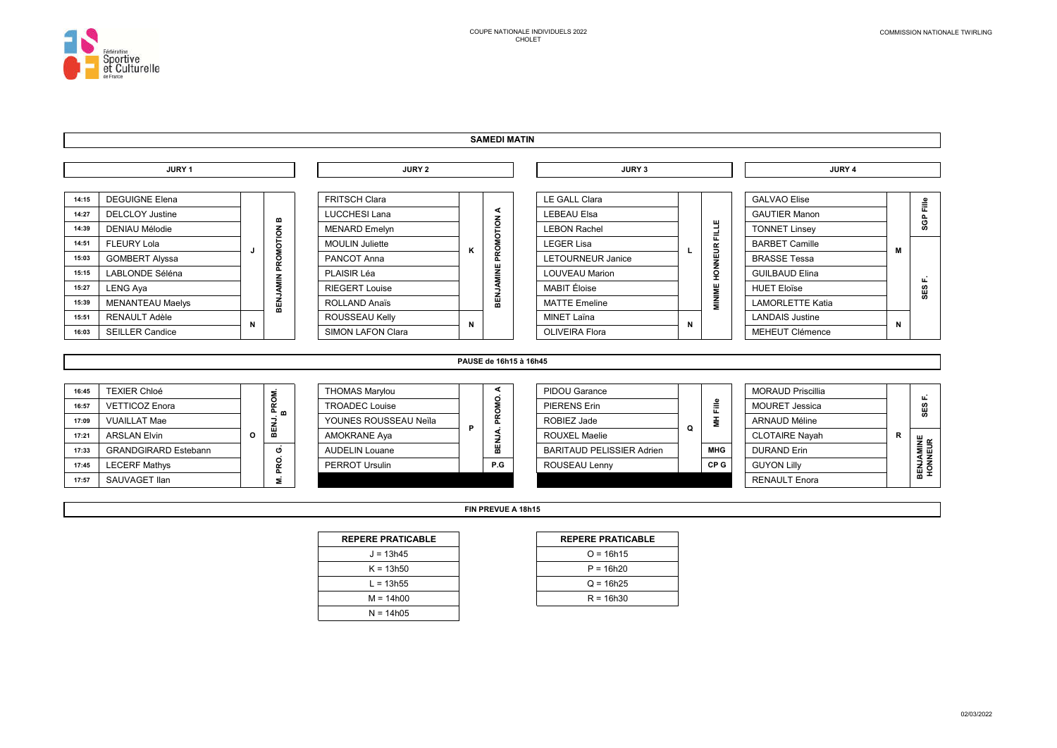COUPE NATIONALE INDIVIDUELS 2022
CHOLET

COMMISSION NATIONALE TWIRLING

## SAMEDI MATIN

### JURY 1

| Heure | Nom | Repère | Catégorie |
|---|---|---|---|
| 14:15 | DEGUIGNE Elena | J | BENJAMIN PROMOTION B |
| 14:27 | DELCLOY Justine | J | BENJAMIN PROMOTION B |
| 14:39 | DENIAU Mélodie | J | BENJAMIN PROMOTION B |
| 14:51 | FLEURY Lola | J | BENJAMIN PROMOTION B |
| 15:03 | GOMBERT Alyssa | J | BENJAMIN PROMOTION B |
| 15:15 | LABLONDE Séléna | J | BENJAMIN PROMOTION B |
| 15:27 | LENG Aya | J | BENJAMIN PROMOTION B |
| 15:39 | MENANTEAU Maelys | J | BENJAMIN PROMOTION B |
| 15:51 | RENAULT Adèle | N | BENJAMIN PROMOTION B |
| 16:03 | SEILLER Candice | N | BENJAMIN PROMOTION B |

### JURY 2

| Nom | Repère | Catégorie |
|---|---|---|
| FRITSCH Clara | K | BENJAMINE PROMOTION A |
| LUCCHESI Lana | K | BENJAMINE PROMOTION A |
| MENARD Emelyn | K | BENJAMINE PROMOTION A |
| MOULIN Juliette | K | BENJAMINE PROMOTION A |
| PANCOT Anna | K | BENJAMINE PROMOTION A |
| PLAISIR Léa | K | BENJAMINE PROMOTION A |
| RIEGERT Louise | K | BENJAMINE PROMOTION A |
| ROLLAND Anaïs | K | BENJAMINE PROMOTION A |
| ROUSSEAU Kelly | N | BENJAMINE PROMOTION A |
| SIMON LAFON Clara | N | BENJAMINE PROMOTION A |

### JURY 3

| Nom | Repère | Catégorie |
|---|---|---|
| LE GALL Clara | L | MINIME HONNEUR FILLE |
| LEBEAU Elsa | L | MINIME HONNEUR FILLE |
| LEBON Rachel | L | MINIME HONNEUR FILLE |
| LEGER Lisa | L | MINIME HONNEUR FILLE |
| LETOURNEUR Janice | L | MINIME HONNEUR FILLE |
| LOUVEAU Marion | L | MINIME HONNEUR FILLE |
| MABIT Éloise | L | MINIME HONNEUR FILLE |
| MATTE Emeline | L | MINIME HONNEUR FILLE |
| MINET Laïna | N | MINIME HONNEUR FILLE |
| OLIVEIRA Flora | N | MINIME HONNEUR FILLE |

### JURY 4

| Nom | Repère | Catégorie |
|---|---|---|
| GALVAO Elise | M | SGP Fille |
| GAUTIER Manon | M | SGP Fille |
| TONNET Linsey | M | SGP Fille |
| BARBET Camille | M | SES F. |
| BRASSE Tessa | M | SES F. |
| GUILBAUD Elina | M | SES F. |
| HUET Eloïse | M | SES F. |
| LAMORLETTE Katia | M | SES F. |
| LANDAIS Justine | N | SES F. |
| MEHEUT Clémence | N | SES F. |

**PAUSE de 16h15 à 16h45**

### JURY 1

| Heure | Nom | Repère | Catégorie |
|---|---|---|---|
| 16:45 | TEXIER Chloé | O | BENJ. PROM. B |
| 16:57 | VETTICOZ Enora | O | BENJ. PROM. B |
| 17:09 | VUAILLAT Mae | O | BENJ. PROM. B |
| 17:21 | ARSLAN Elvin | O | M. PRO. G. |
| 17:33 | GRANDGIRARD Estebann | O | M. PRO. G. |
| 17:45 | LECERF Mathys | O | M. PRO. G. |
| 17:57 | SAUVAGET Ilan | O | M. PRO. G. |

### JURY 2

| Nom | Repère | Catégorie |
|---|---|---|
| THOMAS Marylou | P | BENJA. PROMO. A |
| TROADEC Louise | P | BENJA. PROMO. A |
| YOUNES ROUSSEAU Neïla | P | BENJA. PROMO. A |
| AMOKRANE Aya | P | BENJA. PROMO. A |
| AUDELIN Louane | P | BENJA. PROMO. A |
| PERROT Ursulin | P | P.G |

### JURY 3

| Nom | Repère | Catégorie |
|---|---|---|
| PIDOU Garance | Q | MH Fille |
| PIERENS Erin | Q | MH Fille |
| ROBIEZ Jade | Q | MH Fille |
| ROUXEL Maelie | Q | MH Fille |
| BARITAUD PELISSIER Adrien | Q | MHG |
| ROUSEAU Lenny | Q | CP G |

### JURY 4

| Nom | Repère | Catégorie |
|---|---|---|
| MORAUD Priscillia | R | SES F. |
| MOURET Jessica | R | SES F. |
| ARNAUD Méline | R | SES F. |
| CLOTAIRE Nayah | R | BENJAMINE HONNEUR |
| DURAND Erin | R | BENJAMINE HONNEUR |
| GUYON Lilly | R | BENJAMINE HONNEUR |
| RENAULT Enora | R | BENJAMINE HONNEUR |

**FIN PREVUE A 18h15**

| REPERE PRATICABLE |
|---|
| J = 13h45 |
| K = 13h50 |
| L = 13h55 |
| M = 14h00 |
| N = 14h05 |

| REPERE PRATICABLE |
|---|
| O = 16h15 |
| P = 16h20 |
| Q = 16h25 |
| R = 16h30 |

02/03/2022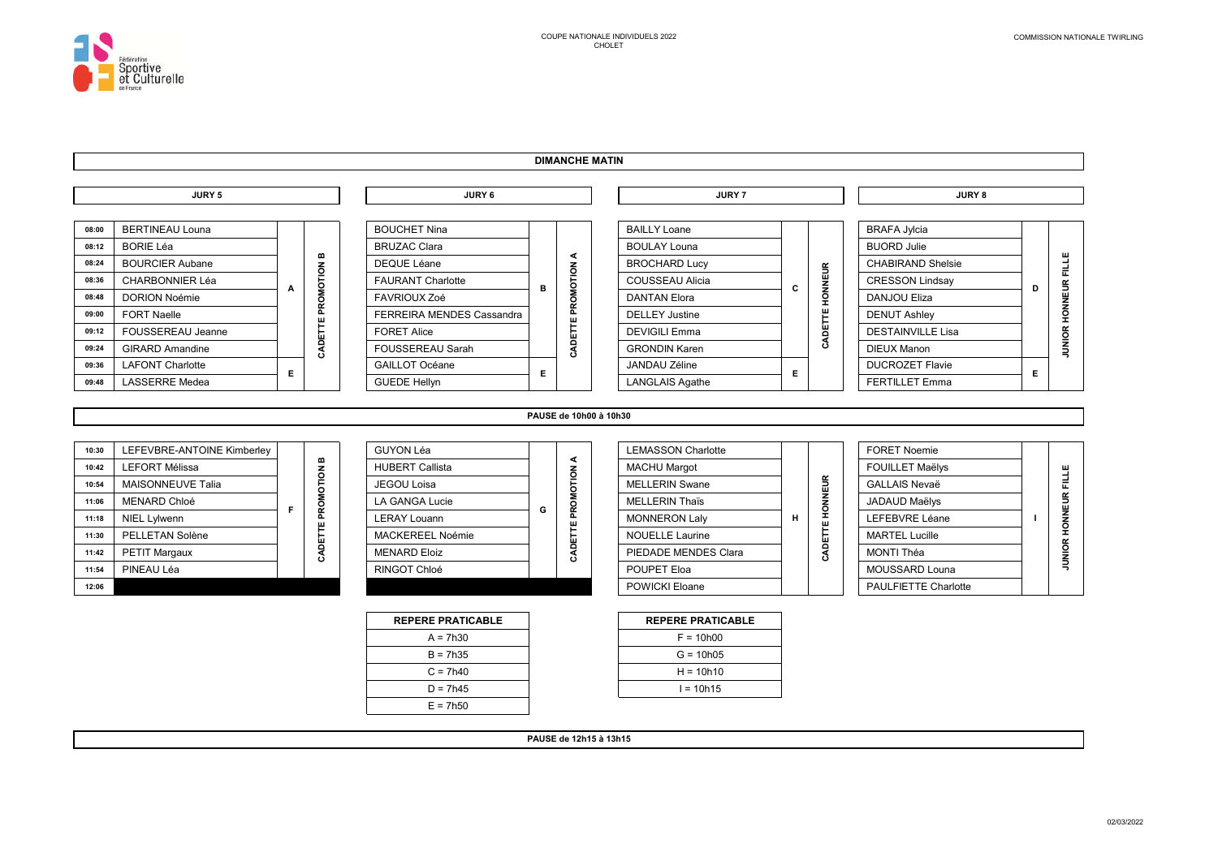COUPE NATIONALE INDIVIDUELS 2022
CHOLET

COMMISSION NATIONALE TWIRLING

## DIMANCHE MATIN

### JURY 5

| Heure | Nom | Groupe | Catégorie |
|---|---|---|---|
| 08:00 | BERTINEAU Louna | A | CADETTE PROMOTION B |
| 08:12 | BORIE Léa | A | CADETTE PROMOTION B |
| 08:24 | BOURCIER Aubane | A | CADETTE PROMOTION B |
| 08:36 | CHARBONNIER Léa | A | CADETTE PROMOTION B |
| 08:48 | DORION Noémie | A | CADETTE PROMOTION B |
| 09:00 | FORT Naelle | A | CADETTE PROMOTION B |
| 09:12 | FOUSSEREAU Jeanne | A | CADETTE PROMOTION B |
| 09:24 | GIRARD Amandine | A | CADETTE PROMOTION B |
| 09:36 | LAFONT Charlotte | E | CADETTE PROMOTION B |
| 09:48 | LASSERRE Medea | E | CADETTE PROMOTION B |

### JURY 6

| Nom | Groupe | Catégorie |
|---|---|---|
| BOUCHET Nina | B | CADETTE PROMOTION A |
| BRUZAC Clara | B | CADETTE PROMOTION A |
| DEQUE Léane | B | CADETTE PROMOTION A |
| FAURANT Charlotte | B | CADETTE PROMOTION A |
| FAVRIOUX Zoé | B | CADETTE PROMOTION A |
| FERREIRA MENDES Cassandra | B | CADETTE PROMOTION A |
| FORET Alice | B | CADETTE PROMOTION A |
| FOUSSEREAU Sarah | B | CADETTE PROMOTION A |
| GAILLOT Océane | E | CADETTE PROMOTION A |
| GUEDE Hellyn | E | CADETTE PROMOTION A |

### JURY 7

| Nom | Groupe | Catégorie |
|---|---|---|
| BAILLY Loane | C | CADETTE HONNEUR |
| BOULAY Louna | C | CADETTE HONNEUR |
| BROCHARD Lucy | C | CADETTE HONNEUR |
| COUSSEAU Alicia | C | CADETTE HONNEUR |
| DANTAN Elora | C | CADETTE HONNEUR |
| DELLEY Justine | C | CADETTE HONNEUR |
| DEVIGILI Emma | C | CADETTE HONNEUR |
| GRONDIN Karen | C | CADETTE HONNEUR |
| JANDAU Zéline | E | CADETTE HONNEUR |
| LANGLAIS Agathe | E | CADETTE HONNEUR |

### JURY 8

| Nom | Groupe | Catégorie |
|---|---|---|
| BRAFA Jylcia | D | JUNIOR HONNEUR FILLE |
| BUORD Julie | D | JUNIOR HONNEUR FILLE |
| CHABIRAND Shelsie | D | JUNIOR HONNEUR FILLE |
| CRESSON Lindsay | D | JUNIOR HONNEUR FILLE |
| DANJOU Eliza | D | JUNIOR HONNEUR FILLE |
| DENUT Ashley | D | JUNIOR HONNEUR FILLE |
| DESTAINVILLE Lisa | D | JUNIOR HONNEUR FILLE |
| DIEUX Manon | D | JUNIOR HONNEUR FILLE |
| DUCROZET Flavie | E | JUNIOR HONNEUR FILLE |
| FERTILLET Emma | E | JUNIOR HONNEUR FILLE |

**PAUSE de 10h00 à 10h30**

### JURY 5

| Heure | Nom | Groupe | Catégorie |
|---|---|---|---|
| 10:30 | LEFEVBRE-ANTOINE Kimberley | F | CADETTE PROMOTION B |
| 10:42 | LEFORT Mélissa | F | CADETTE PROMOTION B |
| 10:54 | MAISONNEUVE Talia | F | CADETTE PROMOTION B |
| 11:06 | MENARD Chloé | F | CADETTE PROMOTION B |
| 11:18 | NIEL Lylwenn | F | CADETTE PROMOTION B |
| 11:30 | PELLETAN Solène | F | CADETTE PROMOTION B |
| 11:42 | PETIT Margaux | F | CADETTE PROMOTION B |
| 11:54 | PINEAU Léa | F | CADETTE PROMOTION B |
| 12:06 | | | |

### JURY 6

| Nom | Groupe | Catégorie |
|---|---|---|
| GUYON Léa | G | CADETTE PROMOTION A |
| HUBERT Callista | G | CADETTE PROMOTION A |
| JEGOU Loisa | G | CADETTE PROMOTION A |
| LA GANGA Lucie | G | CADETTE PROMOTION A |
| LERAY Louann | G | CADETTE PROMOTION A |
| MACKEREEL Noémie | G | CADETTE PROMOTION A |
| MENARD Eloiz | G | CADETTE PROMOTION A |
| RINGOT Chloé | G | CADETTE PROMOTION A |
| | | |

### JURY 7

| Nom | Groupe | Catégorie |
|---|---|---|
| LEMASSON Charlotte | H | CADETTE HONNEUR |
| MACHU Margot | H | CADETTE HONNEUR |
| MELLERIN Swane | H | CADETTE HONNEUR |
| MELLERIN Thaïs | H | CADETTE HONNEUR |
| MONNERON Laly | H | CADETTE HONNEUR |
| NOUELLE Laurine | H | CADETTE HONNEUR |
| PIEDADE MENDES Clara | H | CADETTE HONNEUR |
| POUPET Eloa | H | CADETTE HONNEUR |
| POWICKI Eloane | H | CADETTE HONNEUR |

### JURY 8

| Nom | Groupe | Catégorie |
|---|---|---|
| FORET Noemie | I | JUNIOR HONNEUR FILLE |
| FOUILLET Maëlys | I | JUNIOR HONNEUR FILLE |
| GALLAIS Nevaë | I | JUNIOR HONNEUR FILLE |
| JADAUD Maëlys | I | JUNIOR HONNEUR FILLE |
| LEFEBVRE Léane | I | JUNIOR HONNEUR FILLE |
| MARTEL Lucille | I | JUNIOR HONNEUR FILLE |
| MONTI Théa | I | JUNIOR HONNEUR FILLE |
| MOUSSARD Louna | I | JUNIOR HONNEUR FILLE |
| PAULFIETTE Charlotte | I | JUNIOR HONNEUR FILLE |

| REPERE PRATICABLE |
|---|
| A = 7h30 |
| B = 7h35 |
| C = 7h40 |
| D = 7h45 |
| E = 7h50 |

| REPERE PRATICABLE |
|---|
| F = 10h00 |
| G = 10h05 |
| H = 10h10 |
| I = 10h15 |

**PAUSE de 12h15 à 13h15**

02/03/2022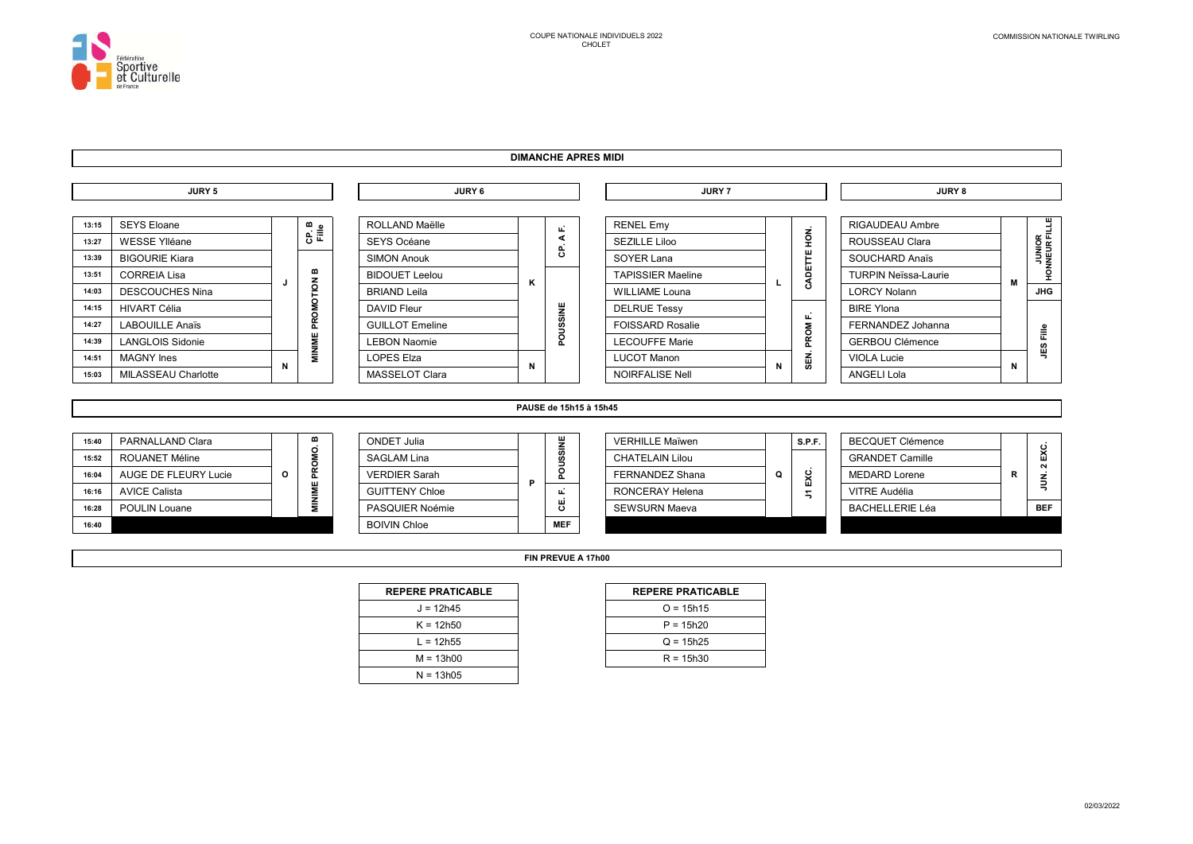COUPE NATIONALE INDIVIDUELS 2022
CHOLET

COMMISSION NATIONALE TWIRLING

## DIMANCHE APRES MIDI

### JURY 5

| | | | |
|---|---|---|---|
| 13:15 | SEYS Eloane | J | CP. B Fille |
| 13:27 | WESSE Ylléane | | |
| 13:39 | BIGOURIE Kiara | | MINIME PROMOTION B |
| 13:51 | CORREIA Lisa | | |
| 14:03 | DESCOUCHES Nina | | |
| 14:15 | HIVART Célia | | |
| 14:27 | LABOUILLE Anaïs | | |
| 14:39 | LANGLOIS Sidonie | | |
| 14:51 | MAGNY Ines | N | |
| 15:03 | MILASSEAU Charlotte | | |

### JURY 6

| | | |
|---|---|---|
| ROLLAND Maëlle | K | CP. A F. |
| SEYS Océane | | |
| SIMON Anouk | | POUSSINE |
| BIDOUET Leelou | | |
| BRIAND Leila | | |
| DAVID Fleur | | |
| GUILLOT Emeline | | |
| LEBON Naomie | | |
| LOPES Elza | N | |
| MASSELOT Clara | | |

### JURY 7

| | | |
|---|---|---|
| RENEL Emy | L | CADETTE HON. |
| SEZILLE Liloo | | |
| SOYER Lana | | |
| TAPISSIER Maeline | | |
| WILLIAME Louna | | SEN. PROM F. |
| DELRUE Tessy | | |
| FOISSARD Rosalie | | |
| LECOUFFE Marie | | |
| LUCOT Manon | N | |
| NOIRFALISE Nell | | |

### JURY 8

| | | |
|---|---|---|
| RIGAUDEAU Ambre | M | JUNIOR HONNEUR FILLE |
| ROUSSEAU Clara | | |
| SOUCHARD Anaïs | | |
| TURPIN Neïssa-Laurie | | |
| LORCY Nolann | | JHG |
| BIRE Ylona | | JES Fille |
| FERNANDEZ Johanna | | |
| GERBOU Clémence | | |
| VIOLA Lucie | N | |
| ANGELI Lola | | |

**PAUSE de 15h15 à 15h45**

### JURY 5

| | | | |
|---|---|---|---|
| 15:40 | PARNALLAND Clara | O | MINIME PROMO. B |
| 15:52 | ROUANET Méline | | |
| 16:04 | AUGE DE FLEURY Lucie | | |
| 16:16 | AVICE Calista | | |
| 16:28 | POULIN Louane | | |
| 16:40 | | | |

### JURY 6

| | | |
|---|---|---|
| ONDET Julia | P | POUSSINE |
| SAGLAM Lina | | |
| VERDIER Sarah | | |
| GUITTENY Chloe | | CE. F. |
| PASQUIER Noémie | | |
| BOIVIN Chloe | | MEF |

### JURY 7

| | | |
|---|---|---|
| VERHILLE Maïwen | Q | S.P.F. |
| CHATELAIN Lilou | | J1 EXC. |
| FERNANDEZ Shana | | |
| RONCERAY Helena | | |
| SEWSURN Maeva | | |

### JURY 8

| | | |
|---|---|---|
| BECQUET Clémence | R | JUN. 2 EXC. |
| GRANDET Camille | | |
| MEDARD Lorene | | |
| VITRE Audélia | | |
| BACHELLERIE Léa | | BEF |

**FIN PREVUE A 17h00**

| REPERE PRATICABLE |
|---|
| J = 12h45 |
| K = 12h50 |
| L = 12h55 |
| M = 13h00 |
| N = 13h05 |

| REPERE PRATICABLE |
|---|
| O = 15h15 |
| P = 15h20 |
| Q = 15h25 |
| R = 15h30 |

02/03/2022